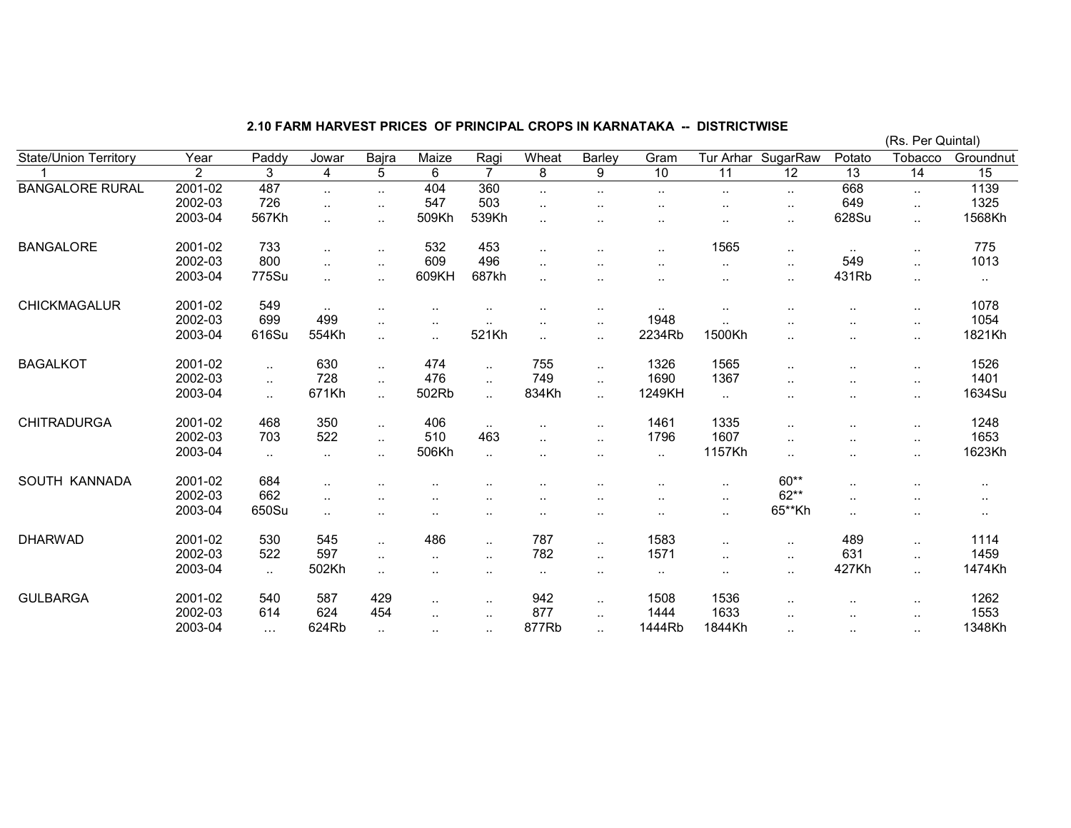## 2.10 FARM HARVEST PRICES OF PRINCIPAL CROPS IN KARNATAKA -- DISTRICTWISE

(Rs. Per Quintal)

| State/Union Territory | Year | Paddy | Jowar | Bajra | Maize | Ragi | Wheat | Barley | Gram | Tur Arhar | SugarRaw | Potato | Tobacco | Groundnut |
|---|---|---|---|---|---|---|---|---|---|---|---|---|---|---|
| 1 | 2 | 3 | 4 | 5 | 6 | 7 | 8 | 9 | 10 | 11 | 12 | 13 | 14 | 15 |
| BANGALORE RURAL | 2001-02 | 487 | .. | .. | 404 | 360 | .. | .. | .. | .. | .. | 668 | .. | 1139 |
| | 2002-03 | 726 | .. | .. | 547 | 503 | .. | .. | .. | .. | .. | 649 | .. | 1325 |
| | 2003-04 | 567Kh | .. | .. | 509Kh | 539Kh | .. | .. | .. | .. | .. | 628Su | .. | 1568Kh |
| BANGALORE | 2001-02 | 733 | .. | .. | 532 | 453 | .. | .. | .. | 1565 | .. | .. | .. | 775 |
| | 2002-03 | 800 | .. | .. | 609 | 496 | .. | .. | .. | .. | .. | 549 | .. | 1013 |
| | 2003-04 | 775Su | .. | .. | 609KH | 687kh | .. | .. | .. | .. | .. | 431Rb | .. | .. |
| CHICKMAGALUR | 2001-02 | 549 | .. | .. | .. | .. | .. | .. | .. | .. | .. | .. | .. | 1078 |
| | 2002-03 | 699 | 499 | .. | .. | .. | .. | .. | 1948 | .. | .. | .. | .. | 1054 |
| | 2003-04 | 616Su | 554Kh | .. | .. | 521Kh | .. | .. | 2234Rb | 1500Kh | .. | .. | .. | 1821Kh |
| BAGALKOT | 2001-02 | .. | 630 | .. | 474 | .. | 755 | .. | 1326 | 1565 | .. | .. | .. | 1526 |
| | 2002-03 | .. | 728 | .. | 476 | .. | 749 | .. | 1690 | 1367 | .. | .. | .. | 1401 |
| | 2003-04 | .. | 671Kh | .. | 502Rb | .. | 834Kh | .. | 1249KH | .. | .. | .. | .. | 1634Su |
| CHITRADURGA | 2001-02 | 468 | 350 | .. | 406 | .. | .. | .. | 1461 | 1335 | .. | .. | .. | 1248 |
| | 2002-03 | 703 | 522 | .. | 510 | 463 | .. | .. | 1796 | 1607 | .. | .. | .. | 1653 |
| | 2003-04 | .. | .. | .. | 506Kh | .. | .. | .. | .. | 1157Kh | .. | .. | .. | 1623Kh |
| SOUTH KANNADA | 2001-02 | 684 | .. | .. | .. | .. | .. | .. | .. | .. | 60** | .. | .. | .. |
| | 2002-03 | 662 | .. | .. | .. | .. | .. | .. | .. | .. | 62** | .. | .. | .. |
| | 2003-04 | 650Su | .. | .. | .. | .. | .. | .. | .. | .. | 65**Kh | .. | .. | .. |
| DHARWAD | 2001-02 | 530 | 545 | .. | 486 | .. | 787 | .. | 1583 | .. | .. | 489 | .. | 1114 |
| | 2002-03 | 522 | 597 | .. | .. | .. | 782 | .. | 1571 | .. | .. | 631 | .. | 1459 |
| | 2003-04 | .. | 502Kh | .. | .. | .. | .. | .. | .. | .. | .. | 427Kh | .. | 1474Kh |
| GULBARGA | 2001-02 | 540 | 587 | 429 | .. | .. | 942 | .. | 1508 | 1536 | .. | .. | .. | 1262 |
| | 2002-03 | 614 | 624 | 454 | .. | .. | 877 | .. | 1444 | 1633 | .. | .. | .. | 1553 |
| | 2003-04 | … | 624Rb | .. | .. | .. | 877Rb | .. | 1444Rb | 1844Kh | .. | .. | .. | 1348Kh |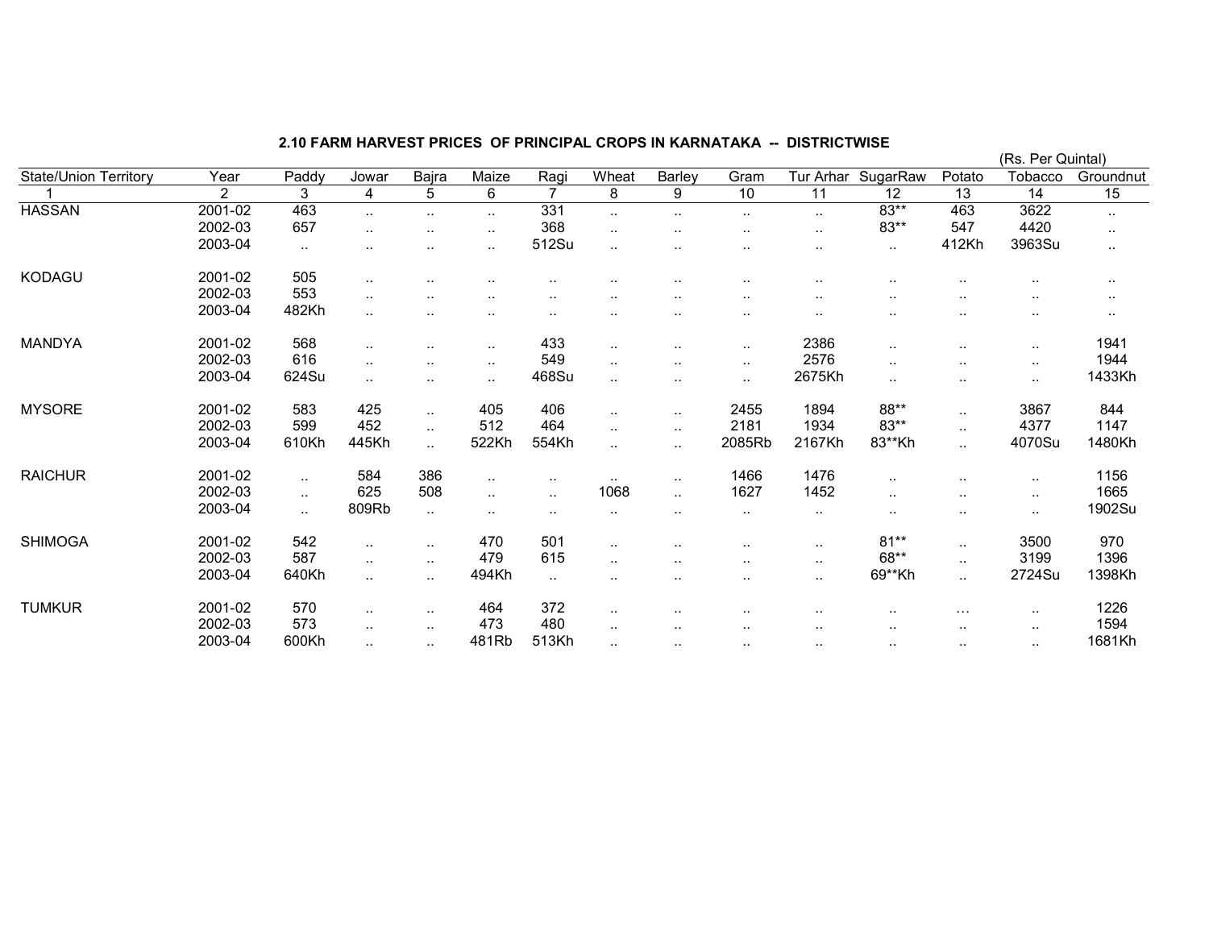## 2.10 FARM HARVEST PRICES OF PRINCIPAL CROPS IN KARNATAKA -- DISTRICTWISE

(Rs. Per Quintal)

| State/Union Territory | Year | Paddy | Jowar | Bajra | Maize | Ragi | Wheat | Barley | Gram | Tur Arhar | SugarRaw | Potato | Tobacco | Groundnut |
|---|---|---|---|---|---|---|---|---|---|---|---|---|---|---|
| 1 | 2 | 3 | 4 | 5 | 6 | 7 | 8 | 9 | 10 | 11 | 12 | 13 | 14 | 15 |
| HASSAN | 2001-02 | 463 | .. | .. | .. | 331 | .. | .. | .. | .. | 83** | 463 | 3622 | .. |
| | 2002-03 | 657 | .. | .. | .. | 368 | .. | .. | .. | .. | 83** | 547 | 4420 | .. |
| | 2003-04 | .. | .. | .. | .. | 512Su | .. | .. | .. | .. | .. | 412Kh | 3963Su | .. |
| KODAGU | 2001-02 | 505 | .. | .. | .. | .. | .. | .. | .. | .. | .. | .. | .. | .. |
| | 2002-03 | 553 | .. | .. | .. | .. | .. | .. | .. | .. | .. | .. | .. | .. |
| | 2003-04 | 482Kh | .. | .. | .. | .. | .. | .. | .. | .. | .. | .. | .. | .. |
| MANDYA | 2001-02 | 568 | .. | .. | .. | 433 | .. | .. | .. | 2386 | .. | .. | .. | 1941 |
| | 2002-03 | 616 | .. | .. | .. | 549 | .. | .. | .. | 2576 | .. | .. | .. | 1944 |
| | 2003-04 | 624Su | .. | .. | .. | 468Su | .. | .. | .. | 2675Kh | .. | .. | .. | 1433Kh |
| MYSORE | 2001-02 | 583 | 425 | .. | 405 | 406 | .. | .. | 2455 | 1894 | 88** | .. | 3867 | 844 |
| | 2002-03 | 599 | 452 | .. | 512 | 464 | .. | .. | 2181 | 1934 | 83** | .. | 4377 | 1147 |
| | 2003-04 | 610Kh | 445Kh | .. | 522Kh | 554Kh | .. | .. | 2085Rb | 2167Kh | 83**Kh | .. | 4070Su | 1480Kh |
| RAICHUR | 2001-02 | .. | 584 | 386 | .. | .. | .. | .. | 1466 | 1476 | .. | .. | .. | 1156 |
| | 2002-03 | .. | 625 | 508 | .. | .. | 1068 | .. | 1627 | 1452 | .. | .. | .. | 1665 |
| | 2003-04 | .. | 809Rb | .. | .. | .. | .. | .. | .. | .. | .. | .. | .. | 1902Su |
| SHIMOGA | 2001-02 | 542 | .. | .. | 470 | 501 | .. | .. | .. | .. | 81** | .. | 3500 | 970 |
| | 2002-03 | 587 | .. | .. | 479 | 615 | .. | .. | .. | .. | 68** | .. | 3199 | 1396 |
| | 2003-04 | 640Kh | .. | .. | 494Kh | .. | .. | .. | .. | .. | 69**Kh | .. | 2724Su | 1398Kh |
| TUMKUR | 2001-02 | 570 | .. | .. | 464 | 372 | .. | .. | .. | .. | .. | ... | .. | 1226 |
| | 2002-03 | 573 | .. | .. | 473 | 480 | .. | .. | .. | .. | .. | .. | .. | 1594 |
| | 2003-04 | 600Kh | .. | .. | 481Rb | 513Kh | .. | .. | .. | .. | .. | .. | .. | 1681Kh |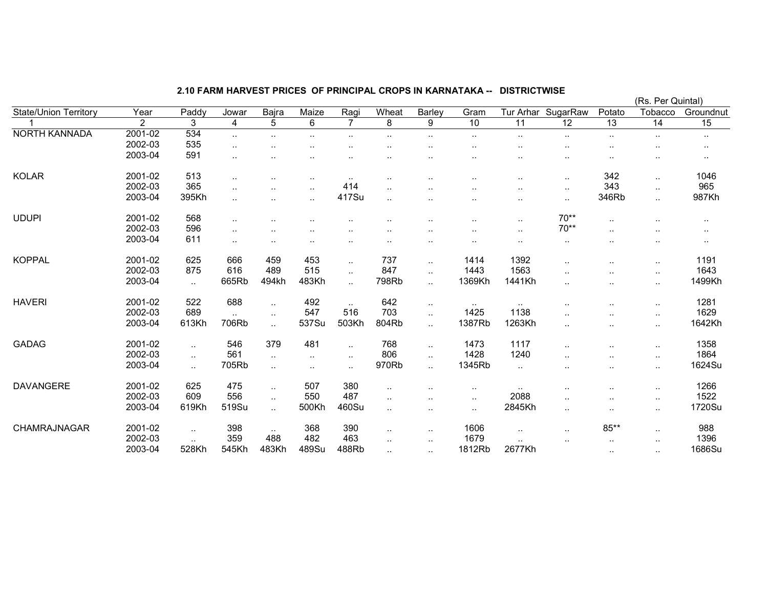## 2.10 FARM HARVEST PRICES OF PRINCIPAL CROPS IN KARNATAKA -- DISTRICTWISE

(Rs. Per Quintal)

| State/Union Territory | Year | Paddy | Jowar | Bajra | Maize | Ragi | Wheat | Barley | Gram | Tur Arhar | SugarRaw | Potato | Tobacco | Groundnut |
|---|---|---|---|---|---|---|---|---|---|---|---|---|---|---|
| 1 | 2 | 3 | 4 | 5 | 6 | 7 | 8 | 9 | 10 | 11 | 12 | 13 | 14 | 15 |
| NORTH KANNADA | 2001-02 | 534 | .. | .. | .. | .. | .. | .. | .. | .. | .. | .. | .. | .. |
| | 2002-03 | 535 | .. | .. | .. | .. | .. | .. | .. | .. | .. | .. | .. | .. |
| | 2003-04 | 591 | .. | .. | .. | .. | .. | .. | .. | .. | .. | .. | .. | .. |
| KOLAR | 2001-02 | 513 | .. | .. | .. | .. | .. | .. | .. | .. | .. | 342 | .. | 1046 |
| | 2002-03 | 365 | .. | .. | .. | 414 | .. | .. | .. | .. | .. | 343 | .. | 965 |
| | 2003-04 | 395Kh | .. | .. | .. | 417Su | .. | .. | .. | .. | .. | 346Rb | .. | 987Kh |
| UDUPI | 2001-02 | 568 | .. | .. | .. | .. | .. | .. | .. | .. | 70** | .. | .. | .. |
| | 2002-03 | 596 | .. | .. | .. | .. | .. | .. | .. | .. | 70** | .. | .. | .. |
| | 2003-04 | 611 | .. | .. | .. | .. | .. | .. | .. | .. | .. | .. | .. | .. |
| KOPPAL | 2001-02 | 625 | 666 | 459 | 453 | .. | 737 | .. | 1414 | 1392 | .. | .. | .. | 1191 |
| | 2002-03 | 875 | 616 | 489 | 515 | .. | 847 | .. | 1443 | 1563 | .. | .. | .. | 1643 |
| | 2003-04 | .. | 665Rb | 494kh | 483Kh | .. | 798Rb | .. | 1369Kh | 1441Kh | .. | .. | .. | 1499Kh |
| HAVERI | 2001-02 | 522 | 688 | .. | 492 | .. | 642 | .. | .. | .. | .. | .. | .. | 1281 |
| | 2002-03 | 689 | .. | .. | 547 | 516 | 703 | .. | 1425 | 1138 | .. | .. | .. | 1629 |
| | 2003-04 | 613Kh | 706Rb | .. | 537Su | 503Kh | 804Rb | .. | 1387Rb | 1263Kh | .. | .. | .. | 1642Kh |
| GADAG | 2001-02 | .. | 546 | 379 | 481 | .. | 768 | .. | 1473 | 1117 | .. | .. | .. | 1358 |
| | 2002-03 | .. | 561 | .. | .. | .. | 806 | .. | 1428 | 1240 | .. | .. | .. | 1864 |
| | 2003-04 | .. | 705Rb | .. | .. | .. | 970Rb | .. | 1345Rb | .. | .. | .. | .. | 1624Su |
| DAVANGERE | 2001-02 | 625 | 475 | .. | 507 | 380 | .. | .. | .. | .. | .. | .. | .. | 1266 |
| | 2002-03 | 609 | 556 | .. | 550 | 487 | .. | .. | .. | 2088 | .. | .. | .. | 1522 |
| | 2003-04 | 619Kh | 519Su | .. | 500Kh | 460Su | .. | .. | .. | 2845Kh | .. | .. | .. | 1720Su |
| CHAMRAJNAGAR | 2001-02 | .. | 398 | .. | 368 | 390 | .. | .. | 1606 | .. | .. | 85** | .. | 988 |
| | 2002-03 | .. | 359 | 488 | 482 | 463 | .. | .. | 1679 | .. | .. | .. | .. | 1396 |
| | 2003-04 | 528Kh | 545Kh | 483Kh | 489Su | 488Rb | .. | .. | 1812Rb | 2677Kh | | .. | .. | 1686Su |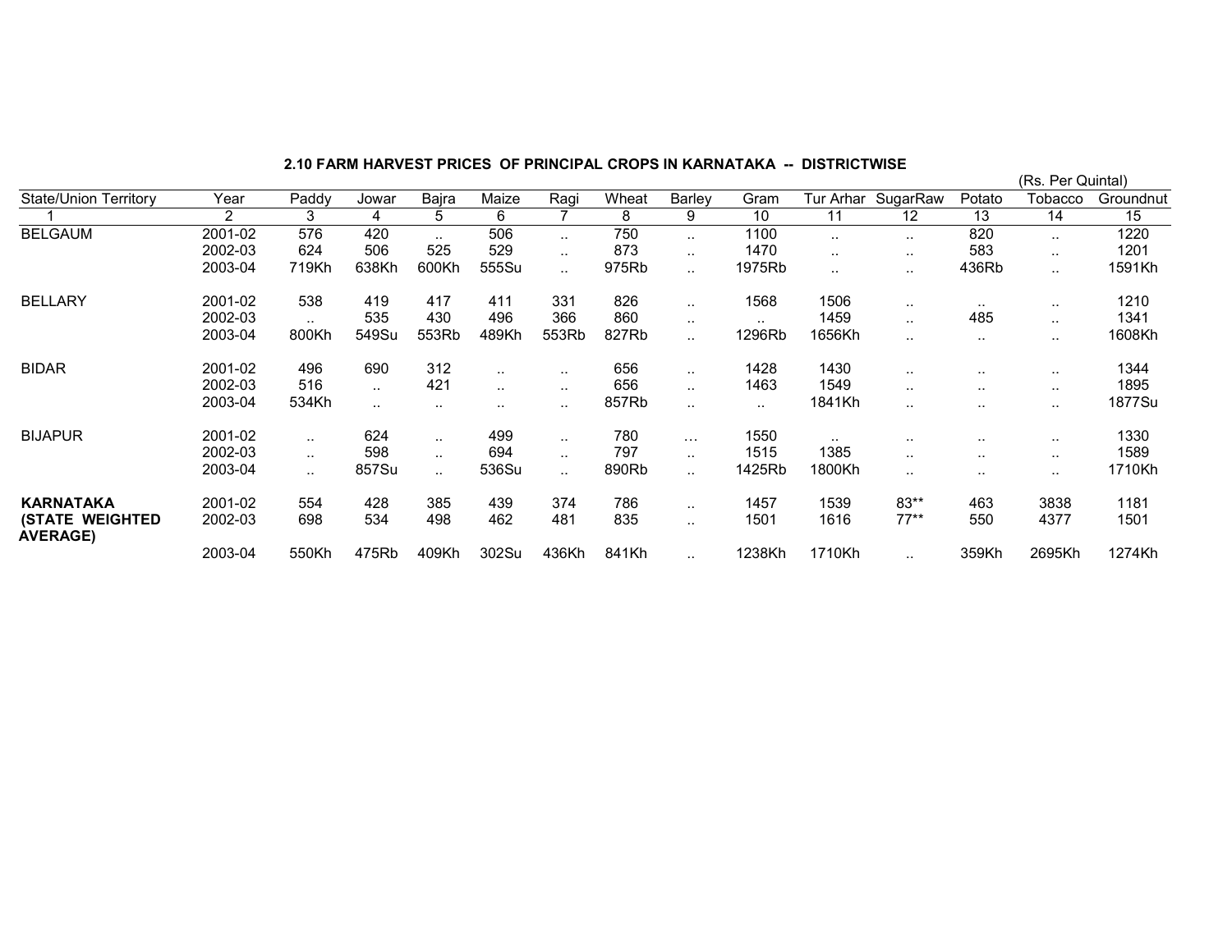## 2.10 FARM HARVEST PRICES OF PRINCIPAL CROPS IN KARNATAKA -- DISTRICTWISE

(Rs. Per Quintal)

| State/Union Territory | Year | Paddy | Jowar | Bajra | Maize | Ragi | Wheat | Barley | Gram | Tur Arhar | SugarRaw | Potato | Tobacco | Groundnut |
|---|---|---|---|---|---|---|---|---|---|---|---|---|---|---|
| 1 | 2 | 3 | 4 | 5 | 6 | 7 | 8 | 9 | 10 | 11 | 12 | 13 | 14 | 15 |
| BELGAUM | 2001-02 | 576 | 420 | .. | 506 | .. | 750 | .. | 1100 | .. | .. | 820 | .. | 1220 |
| | 2002-03 | 624 | 506 | 525 | 529 | .. | 873 | .. | 1470 | .. | .. | 583 | .. | 1201 |
| | 2003-04 | 719Kh | 638Kh | 600Kh | 555Su | .. | 975Rb | .. | 1975Rb | .. | .. | 436Rb | .. | 1591Kh |
| BELLARY | 2001-02 | 538 | 419 | 417 | 411 | 331 | 826 | .. | 1568 | 1506 | .. | .. | .. | 1210 |
| | 2002-03 | .. | 535 | 430 | 496 | 366 | 860 | .. | .. | 1459 | .. | 485 | .. | 1341 |
| | 2003-04 | 800Kh | 549Su | 553Rb | 489Kh | 553Rb | 827Rb | .. | 1296Rb | 1656Kh | .. | .. | .. | 1608Kh |
| BIDAR | 2001-02 | 496 | 690 | 312 | .. | .. | 656 | .. | 1428 | 1430 | .. | .. | .. | 1344 |
| | 2002-03 | 516 | .. | 421 | .. | .. | 656 | .. | 1463 | 1549 | .. | .. | .. | 1895 |
| | 2003-04 | 534Kh | .. | .. | .. | .. | 857Rb | .. | .. | 1841Kh | .. | .. | .. | 1877Su |
| BIJAPUR | 2001-02 | .. | 624 | .. | 499 | .. | 780 | ... | 1550 | .. | .. | .. | .. | 1330 |
| | 2002-03 | .. | 598 | .. | 694 | .. | 797 | .. | 1515 | 1385 | .. | .. | .. | 1589 |
| | 2003-04 | .. | 857Su | .. | 536Su | .. | 890Rb | .. | 1425Rb | 1800Kh | .. | .. | .. | 1710Kh |
| **KARNATAKA** | 2001-02 | 554 | 428 | 385 | 439 | 374 | 786 | .. | 1457 | 1539 | 83** | 463 | 3838 | 1181 |
| **(STATE WEIGHTED AVERAGE)** | 2002-03 | 698 | 534 | 498 | 462 | 481 | 835 | .. | 1501 | 1616 | 77** | 550 | 4377 | 1501 |
| | 2003-04 | 550Kh | 475Rb | 409Kh | 302Su | 436Kh | 841Kh | .. | 1238Kh | 1710Kh | .. | 359Kh | 2695Kh | 1274Kh |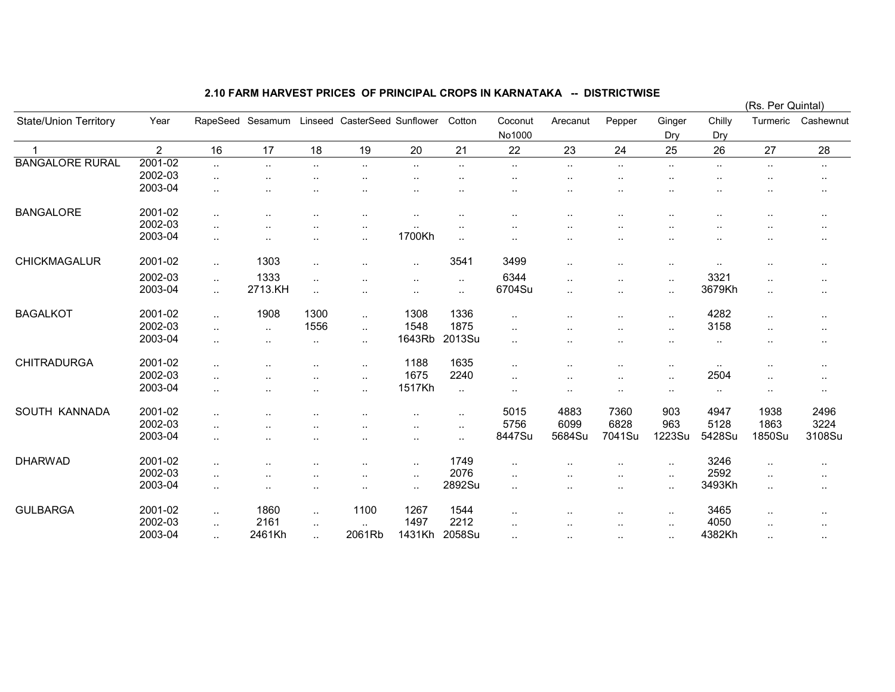## 2.10 FARM HARVEST PRICES OF PRINCIPAL CROPS IN KARNATAKA -- DISTRICTWISE

(Rs. Per Quintal)

| State/Union Territory | Year | RapeSeed | Sesamum | Linseed | CasterSeed | Sunflower | Cotton | Coconut No1000 | Arecanut | Pepper | Ginger Dry | Chilly Dry | Turmeric | Cashewnut |
|---|---|---|---|---|---|---|---|---|---|---|---|---|---|---|
| 1 | 2 | 16 | 17 | 18 | 19 | 20 | 21 | 22 | 23 | 24 | 25 | 26 | 27 | 28 |
| BANGALORE RURAL | 2001-02 | .. | .. | .. | .. | .. | .. | .. | .. | .. | .. | .. | .. | .. |
| | 2002-03 | .. | .. | .. | .. | .. | .. | .. | .. | .. | .. | .. | .. | .. |
| | 2003-04 | .. | .. | .. | .. | .. | .. | .. | .. | .. | .. | .. | .. | .. |
| BANGALORE | 2001-02 | .. | .. | .. | .. | .. | .. | .. | .. | .. | .. | .. | .. | .. |
| | 2002-03 | .. | .. | .. | .. | .. | .. | .. | .. | .. | .. | .. | .. | .. |
| | 2003-04 | .. | .. | .. | .. | 1700Kh | .. | .. | .. | .. | .. | .. | .. | .. |
| CHICKMAGALUR | 2001-02 | .. | 1303 | .. | .. | .. | 3541 | 3499 | .. | .. | .. | .. | .. | .. |
| | 2002-03 | .. | 1333 | .. | .. | .. | .. | 6344 | .. | .. | .. | 3321 | .. | .. |
| | 2003-04 | .. | 2713.KH | .. | .. | .. | .. | 6704Su | .. | .. | .. | 3679Kh | .. | .. |
| BAGALKOT | 2001-02 | .. | 1908 | 1300 | .. | 1308 | 1336 | .. | .. | .. | .. | 4282 | .. | .. |
| | 2002-03 | .. | .. | 1556 | .. | 1548 | 1875 | .. | .. | .. | .. | 3158 | .. | .. |
| | 2003-04 | .. | .. | .. | .. | 1643Rb | 2013Su | .. | .. | .. | .. | .. | .. | .. |
| CHITRADURGA | 2001-02 | .. | .. | .. | .. | 1188 | 1635 | .. | .. | .. | .. | .. | .. | .. |
| | 2002-03 | .. | .. | .. | .. | 1675 | 2240 | .. | .. | .. | .. | 2504 | .. | .. |
| | 2003-04 | .. | .. | .. | .. | 1517Kh | .. | .. | .. | .. | .. | .. | .. | .. |
| SOUTH KANNADA | 2001-02 | .. | .. | .. | .. | .. | .. | 5015 | 4883 | 7360 | 903 | 4947 | 1938 | 2496 |
| | 2002-03 | .. | .. | .. | .. | .. | .. | 5756 | 6099 | 6828 | 963 | 5128 | 1863 | 3224 |
| | 2003-04 | .. | .. | .. | .. | .. | .. | 8447Su | 5684Su | 7041Su | 1223Su | 5428Su | 1850Su | 3108Su |
| DHARWAD | 2001-02 | .. | .. | .. | .. | .. | 1749 | .. | .. | .. | .. | 3246 | .. | .. |
| | 2002-03 | .. | .. | .. | .. | .. | 2076 | .. | .. | .. | .. | 2592 | .. | .. |
| | 2003-04 | .. | .. | .. | .. | .. | 2892Su | .. | .. | .. | .. | 3493Kh | .. | .. |
| GULBARGA | 2001-02 | .. | 1860 | .. | 1100 | 1267 | 1544 | .. | .. | .. | .. | 3465 | .. | .. |
| | 2002-03 | .. | 2161 | .. | .. | 1497 | 2212 | .. | .. | .. | .. | 4050 | .. | .. |
| | 2003-04 | .. | 2461Kh | .. | 2061Rb | 1431Kh | 2058Su | .. | .. | .. | .. | 4382Kh | .. | .. |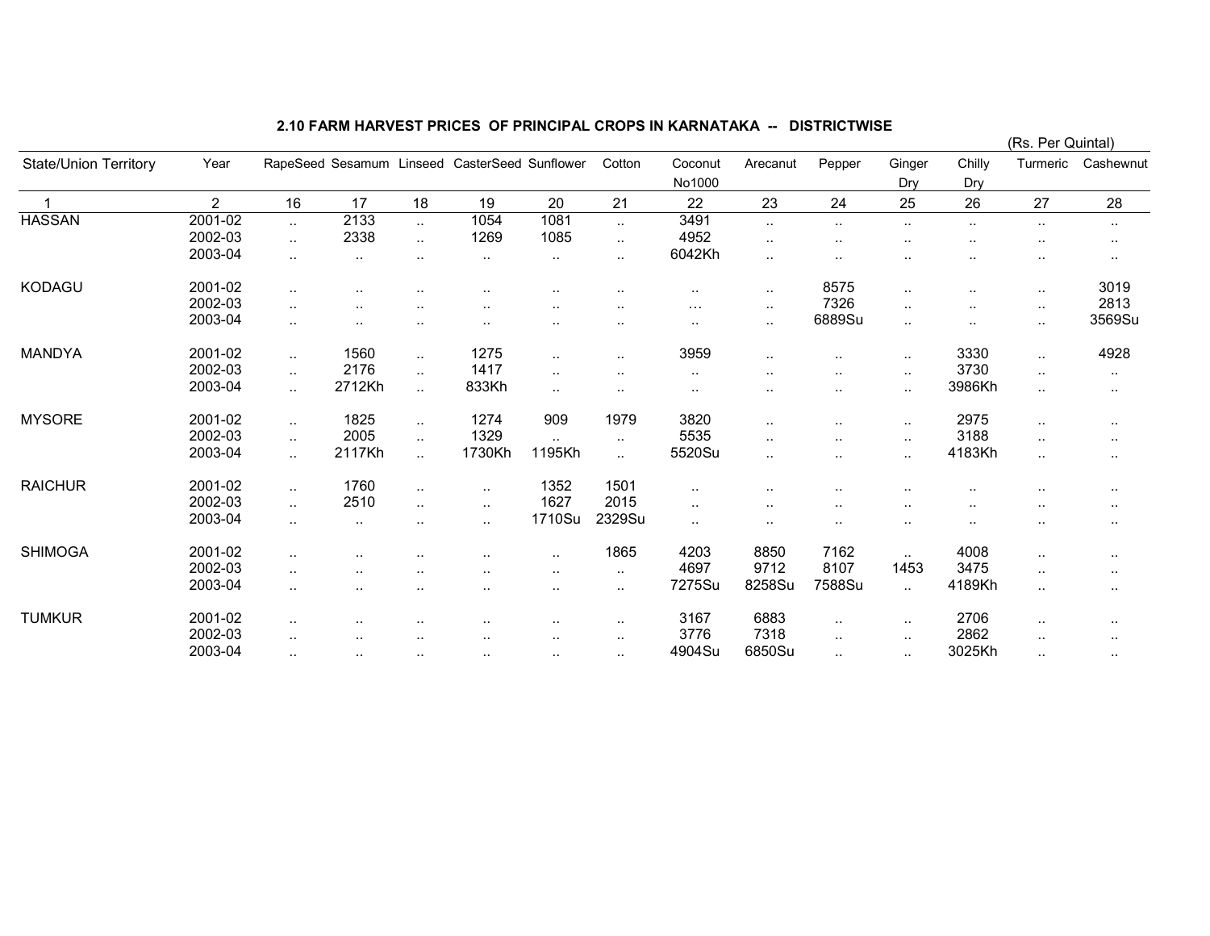## 2.10 FARM HARVEST PRICES OF PRINCIPAL CROPS IN KARNATAKA -- DISTRICTWISE

(Rs. Per Quintal)

| State/Union Territory | Year | RapeSeed | Sesamum | Linseed | CasterSeed | Sunflower | Cotton | Coconut No1000 | Arecanut | Pepper | Ginger Dry | Chilly Dry | Turmeric | Cashewnut |
|---|---|---|---|---|---|---|---|---|---|---|---|---|---|---|
| 1 | 2 | 16 | 17 | 18 | 19 | 20 | 21 | 22 | 23 | 24 | 25 | 26 | 27 | 28 |
| HASSAN | 2001-02 | .. | 2133 | .. | 1054 | 1081 | .. | 3491 | .. | .. | .. | .. | .. | .. |
| | 2002-03 | .. | 2338 | .. | 1269 | 1085 | .. | 4952 | .. | .. | .. | .. | .. | .. |
| | 2003-04 | .. | .. | .. | .. | .. | .. | 6042Kh | .. | .. | .. | .. | .. | .. |
| KODAGU | 2001-02 | .. | .. | .. | .. | .. | .. | .. | .. | 8575 | .. | .. | .. | 3019 |
| | 2002-03 | .. | .. | .. | .. | .. | .. | … | .. | 7326 | .. | .. | .. | 2813 |
| | 2003-04 | .. | .. | .. | .. | .. | .. | .. | .. | 6889Su | .. | .. | .. | 3569Su |
| MANDYA | 2001-02 | .. | 1560 | .. | 1275 | .. | .. | 3959 | .. | .. | .. | 3330 | .. | 4928 |
| | 2002-03 | .. | 2176 | .. | 1417 | .. | .. | .. | .. | .. | .. | 3730 | .. | .. |
| | 2003-04 | .. | 2712Kh | .. | 833Kh | .. | .. | .. | .. | .. | .. | 3986Kh | .. | .. |
| MYSORE | 2001-02 | .. | 1825 | .. | 1274 | 909 | 1979 | 3820 | .. | .. | .. | 2975 | .. | .. |
| | 2002-03 | .. | 2005 | .. | 1329 | .. | .. | 5535 | .. | .. | .. | 3188 | .. | .. |
| | 2003-04 | .. | 2117Kh | .. | 1730Kh | 1195Kh | .. | 5520Su | .. | .. | .. | 4183Kh | .. | .. |
| RAICHUR | 2001-02 | .. | 1760 | .. | .. | 1352 | 1501 | .. | .. | .. | .. | .. | .. | .. |
| | 2002-03 | .. | 2510 | .. | .. | 1627 | 2015 | .. | .. | .. | .. | .. | .. | .. |
| | 2003-04 | .. | .. | .. | .. | 1710Su | 2329Su | .. | .. | .. | .. | .. | .. | .. |
| SHIMOGA | 2001-02 | .. | .. | .. | .. | .. | 1865 | 4203 | 8850 | 7162 | .. | 4008 | .. | .. |
| | 2002-03 | .. | .. | .. | .. | .. | .. | 4697 | 9712 | 8107 | 1453 | 3475 | .. | .. |
| | 2003-04 | .. | .. | .. | .. | .. | .. | 7275Su | 8258Su | 7588Su | .. | 4189Kh | .. | .. |
| TUMKUR | 2001-02 | .. | .. | .. | .. | .. | .. | 3167 | 6883 | .. | .. | 2706 | .. | .. |
| | 2002-03 | .. | .. | .. | .. | .. | .. | 3776 | 7318 | .. | .. | 2862 | .. | .. |
| | 2003-04 | .. | .. | .. | .. | .. | .. | 4904Su | 6850Su | .. | .. | 3025Kh | .. | .. |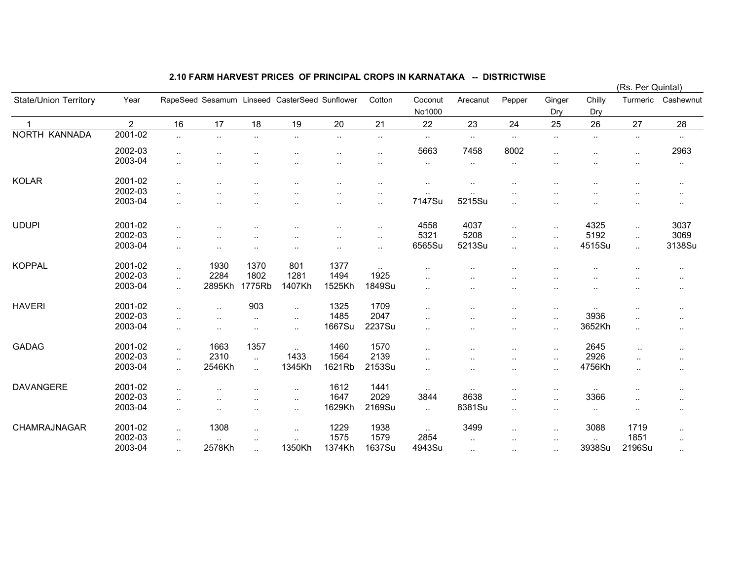## 2.10 FARM HARVEST PRICES OF PRINCIPAL CROPS IN KARNATAKA -- DISTRICTWISE

(Rs. Per Quintal)

| State/Union Territory | Year | RapeSeed | Sesamum | Linseed | CasterSeed | Sunflower | Cotton | Coconut No1000 | Arecanut | Pepper | Ginger Dry | Chilly Dry | Turmeric | Cashewnut |
|---|---|---|---|---|---|---|---|---|---|---|---|---|---|---|
| 1 | 2 | 16 | 17 | 18 | 19 | 20 | 21 | 22 | 23 | 24 | 25 | 26 | 27 | 28 |
| NORTH KANNADA | 2001-02 | .. | .. | .. | .. | .. | .. | .. | .. | .. | .. | .. | .. | .. |
| | 2002-03 | .. | .. | .. | .. | .. | .. | 5663 | 7458 | 8002 | .. | .. | .. | 2963 |
| | 2003-04 | .. | .. | .. | .. | .. | .. | .. | .. | .. | .. | .. | .. | .. |
| KOLAR | 2001-02 | .. | .. | .. | .. | .. | .. | .. | .. | .. | .. | .. | .. | .. |
| | 2002-03 | .. | .. | .. | .. | .. | .. | .. | .. | .. | .. | .. | .. | .. |
| | 2003-04 | .. | .. | .. | .. | .. | .. | 7147Su | 5215Su | .. | .. | .. | .. | .. |
| UDUPI | 2001-02 | .. | .. | .. | .. | .. | .. | 4558 | 4037 | .. | .. | 4325 | .. | 3037 |
| | 2002-03 | .. | .. | .. | .. | .. | .. | 5321 | 5208 | .. | .. | 5192 | .. | 3069 |
| | 2003-04 | .. | .. | .. | .. | .. | .. | 6565Su | 5213Su | .. | .. | 4515Su | .. | 3138Su |
| KOPPAL | 2001-02 | .. | 1930 | 1370 | 801 | 1377 | .. | .. | .. | .. | .. | .. | .. | .. |
| | 2002-03 | .. | 2284 | 1802 | 1281 | 1494 | 1925 | .. | .. | .. | .. | .. | .. | .. |
| | 2003-04 | .. | 2895Kh | 1775Rb | 1407Kh | 1525Kh | 1849Su | .. | .. | .. | .. | .. | .. | .. |
| HAVERI | 2001-02 | .. | .. | 903 | .. | 1325 | 1709 | .. | .. | .. | .. | .. | .. | .. |
| | 2002-03 | .. | .. | .. | .. | 1485 | 2047 | .. | .. | .. | .. | 3936 | .. | .. |
| | 2003-04 | .. | .. | .. | .. | 1667Su | 2237Su | .. | .. | .. | .. | 3652Kh | .. | .. |
| GADAG | 2001-02 | .. | 1663 | 1357 | .. | 1460 | 1570 | .. | .. | .. | .. | 2645 | .. | .. |
| | 2002-03 | .. | 2310 | .. | 1433 | 1564 | 2139 | .. | .. | .. | .. | 2926 | .. | .. |
| | 2003-04 | .. | 2546Kh | .. | 1345Kh | 1621Rb | 2153Su | .. | .. | .. | .. | 4756Kh | .. | .. |
| DAVANGERE | 2001-02 | .. | .. | .. | .. | 1612 | 1441 | .. | .. | .. | .. | .. | .. | .. |
| | 2002-03 | .. | .. | .. | .. | 1647 | 2029 | 3844 | 8638 | .. | .. | 3366 | .. | .. |
| | 2003-04 | .. | .. | .. | .. | 1629Kh | 2169Su | .. | 8381Su | .. | .. | .. | .. | .. |
| CHAMRAJNAGAR | 2001-02 | .. | 1308 | .. | .. | 1229 | 1938 | .. | 3499 | .. | .. | 3088 | 1719 | .. |
| | 2002-03 | .. | .. | .. | .. | 1575 | 1579 | 2854 | .. | .. | .. | .. | 1851 | .. |
| | 2003-04 | .. | 2578Kh | .. | 1350Kh | 1374Kh | 1637Su | 4943Su | .. | .. | .. | 3938Su | 2196Su | .. |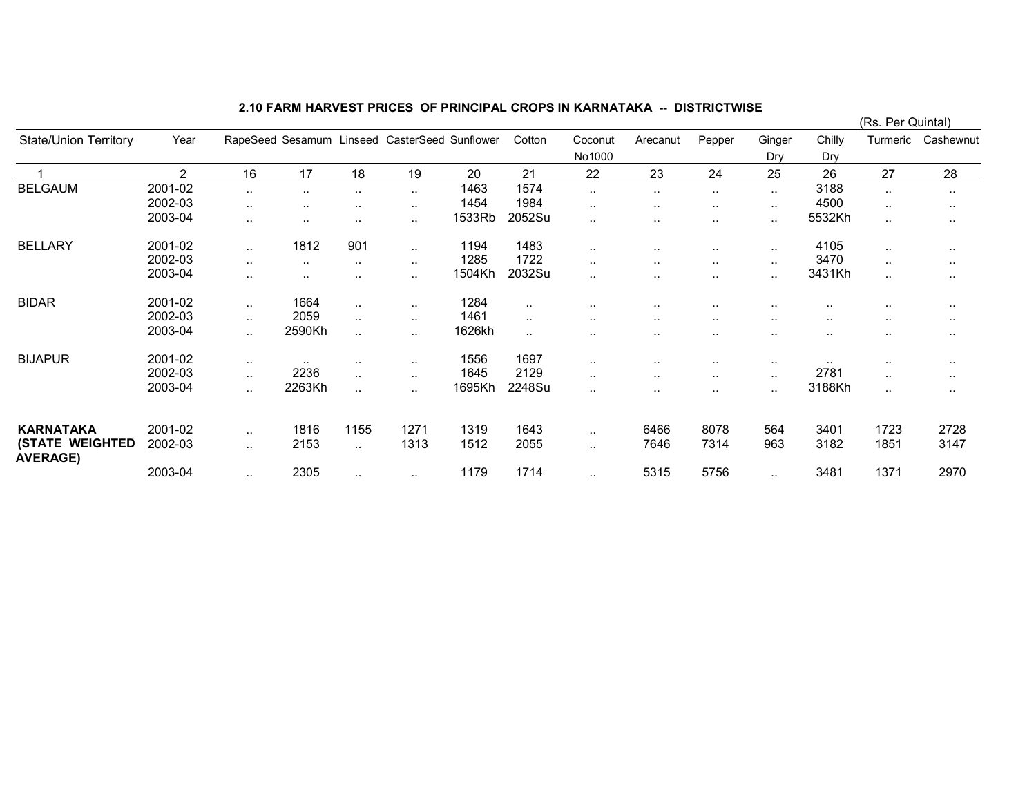## 2.10 FARM HARVEST PRICES OF PRINCIPAL CROPS IN KARNATAKA -- DISTRICTWISE

(Rs. Per Quintal)

| State/Union Territory | Year | RapeSeed | Sesamum | Linseed | CasterSeed | Sunflower | Cotton | Coconut No1000 | Arecanut | Pepper | Ginger Dry | Chilly Dry | Turmeric | Cashewnut |
|---|---|---|---|---|---|---|---|---|---|---|---|---|---|---|
| 1 | 2 | 16 | 17 | 18 | 19 | 20 | 21 | 22 | 23 | 24 | 25 | 26 | 27 | 28 |
| BELGAUM | 2001-02 | .. | .. | .. | .. | 1463 | 1574 | .. | .. | .. | .. | 3188 | .. | .. |
| | 2002-03 | .. | .. | .. | .. | 1454 | 1984 | .. | .. | .. | .. | 4500 | .. | .. |
| | 2003-04 | .. | .. | .. | .. | 1533Rb | 2052Su | .. | .. | .. | .. | 5532Kh | .. | .. |
| BELLARY | 2001-02 | .. | 1812 | 901 | .. | 1194 | 1483 | .. | .. | .. | .. | 4105 | .. | .. |
| | 2002-03 | .. | .. | .. | .. | 1285 | 1722 | .. | .. | .. | .. | 3470 | .. | .. |
| | 2003-04 | .. | .. | .. | .. | 1504Kh | 2032Su | .. | .. | .. | .. | 3431Kh | .. | .. |
| BIDAR | 2001-02 | .. | 1664 | .. | .. | 1284 | .. | .. | .. | .. | .. | .. | .. | .. |
| | 2002-03 | .. | 2059 | .. | .. | 1461 | .. | .. | .. | .. | .. | .. | .. | .. |
| | 2003-04 | .. | 2590Kh | .. | .. | 1626kh | .. | .. | .. | .. | .. | .. | .. | .. |
| BIJAPUR | 2001-02 | .. | .. | .. | .. | 1556 | 1697 | .. | .. | .. | .. | .. | .. | .. |
| | 2002-03 | .. | 2236 | .. | .. | 1645 | 2129 | .. | .. | .. | .. | 2781 | .. | .. |
| | 2003-04 | .. | 2263Kh | .. | .. | 1695Kh | 2248Su | .. | .. | .. | .. | 3188Kh | .. | .. |
| **KARNATAKA (STATE WEIGHTED AVERAGE)** | 2001-02 | .. | 1816 | 1155 | 1271 | 1319 | 1643 | .. | 6466 | 8078 | 564 | 3401 | 1723 | 2728 |
| | 2002-03 | .. | 2153 | .. | 1313 | 1512 | 2055 | .. | 7646 | 7314 | 963 | 3182 | 1851 | 3147 |
| | 2003-04 | .. | 2305 | .. | .. | 1179 | 1714 | .. | 5315 | 5756 | .. | 3481 | 1371 | 2970 |